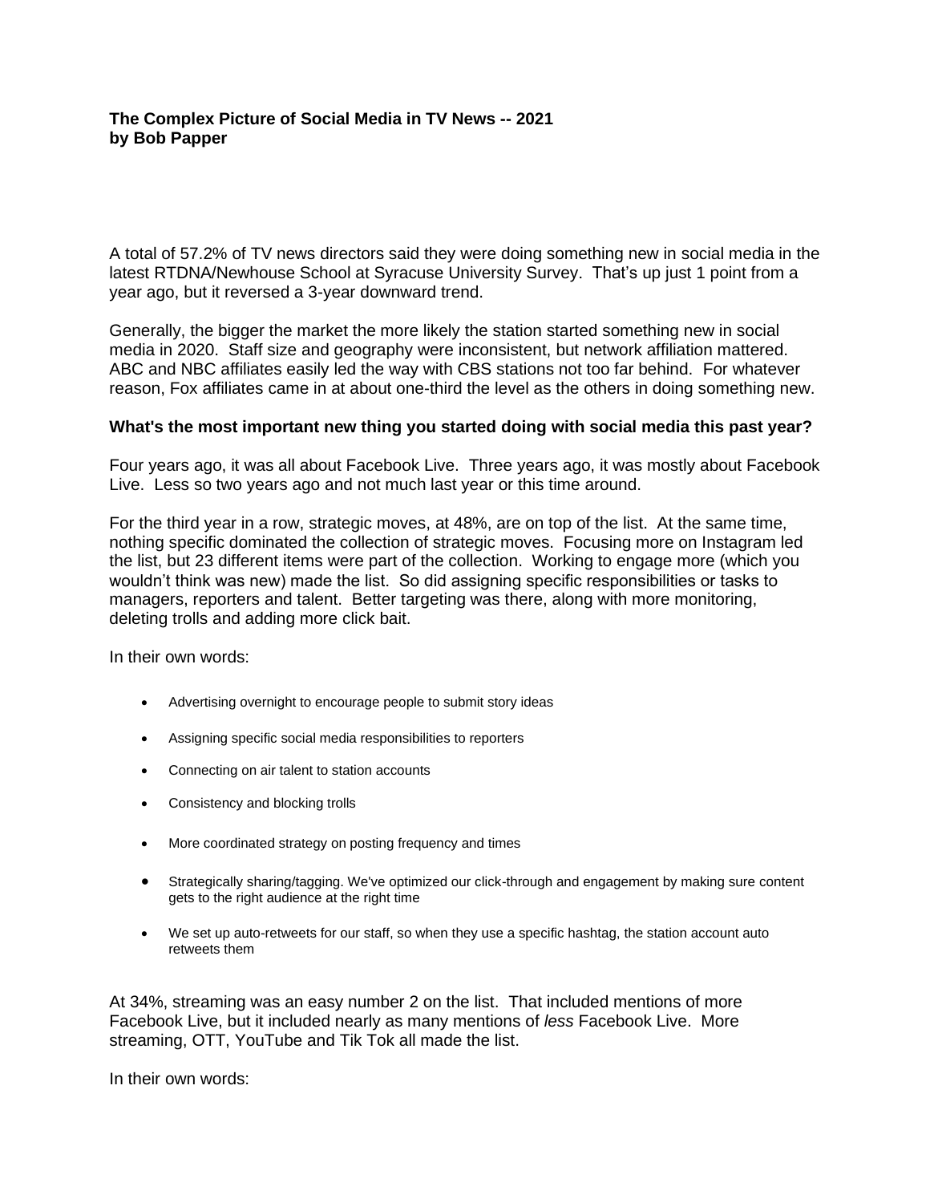**The Complex Picture of Social Media in TV News -- 2021**
**by Bob Papper**

A total of 57.2% of TV news directors said they were doing something new in social media in the latest RTDNA/Newhouse School at Syracuse University Survey. That's up just 1 point from a year ago, but it reversed a 3-year downward trend.

Generally, the bigger the market the more likely the station started something new in social media in 2020. Staff size and geography were inconsistent, but network affiliation mattered. ABC and NBC affiliates easily led the way with CBS stations not too far behind. For whatever reason, Fox affiliates came in at about one-third the level as the others in doing something new.

**What's the most important new thing you started doing with social media this past year?**

Four years ago, it was all about Facebook Live. Three years ago, it was mostly about Facebook Live. Less so two years ago and not much last year or this time around.

For the third year in a row, strategic moves, at 48%, are on top of the list. At the same time, nothing specific dominated the collection of strategic moves. Focusing more on Instagram led the list, but 23 different items were part of the collection. Working to engage more (which you wouldn't think was new) made the list. So did assigning specific responsibilities or tasks to managers, reporters and talent. Better targeting was there, along with more monitoring, deleting trolls and adding more click bait.

In their own words:

- Advertising overnight to encourage people to submit story ideas
- Assigning specific social media responsibilities to reporters
- Connecting on air talent to station accounts
- Consistency and blocking trolls
- More coordinated strategy on posting frequency and times
- Strategically sharing/tagging. We've optimized our click-through and engagement by making sure content gets to the right audience at the right time
- We set up auto-retweets for our staff, so when they use a specific hashtag, the station account auto retweets them

At 34%, streaming was an easy number 2 on the list. That included mentions of more Facebook Live, but it included nearly as many mentions of *less* Facebook Live. More streaming, OTT, YouTube and Tik Tok all made the list.

In their own words: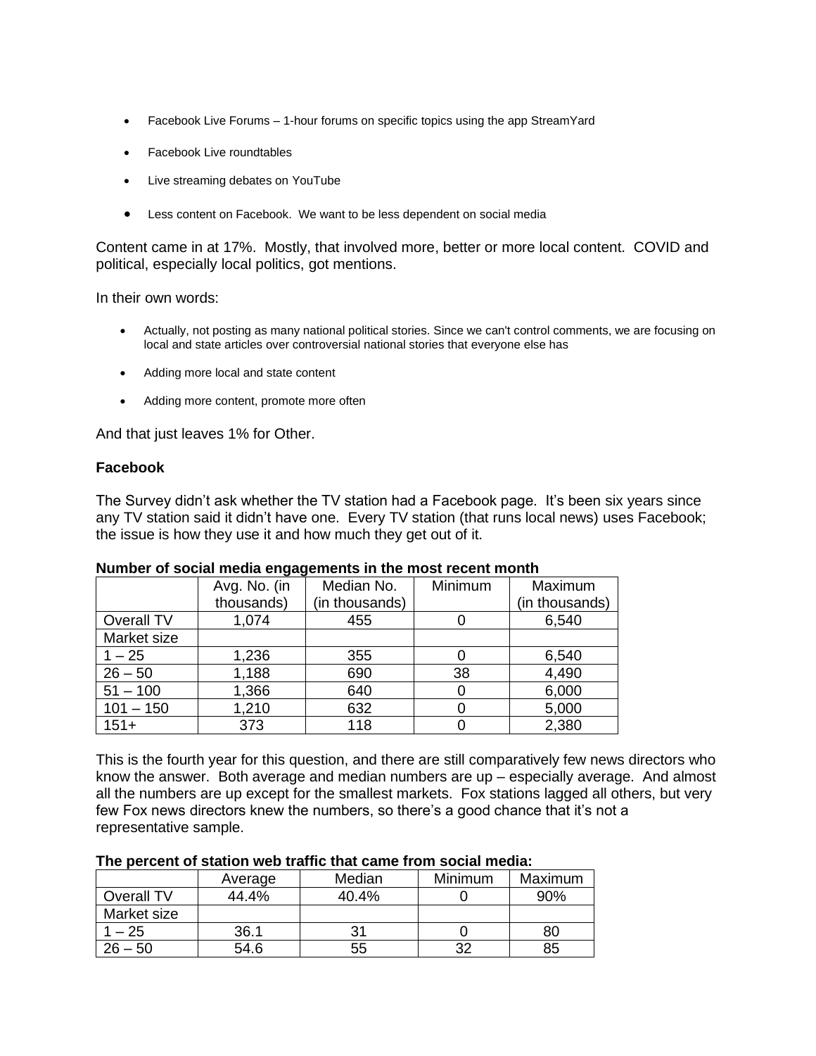- Facebook Live Forums – 1-hour forums on specific topics using the app StreamYard
- Facebook Live roundtables
- Live streaming debates on YouTube
- Less content on Facebook. We want to be less dependent on social media

Content came in at 17%. Mostly, that involved more, better or more local content. COVID and political, especially local politics, got mentions.

In their own words:

- Actually, not posting as many national political stories. Since we can't control comments, we are focusing on local and state articles over controversial national stories that everyone else has
- Adding more local and state content
- Adding more content, promote more often

And that just leaves 1% for Other.

**Facebook**

The Survey didn't ask whether the TV station had a Facebook page. It's been six years since any TV station said it didn't have one. Every TV station (that runs local news) uses Facebook; the issue is how they use it and how much they get out of it.

**Number of social media engagements in the most recent month**

| | Avg. No. (in thousands) | Median No. (in thousands) | Minimum | Maximum (in thousands) |
|---|---|---|---|---|
| Overall TV | 1,074 | 455 | 0 | 6,540 |
| Market size | | | | |
| 1 – 25 | 1,236 | 355 | 0 | 6,540 |
| 26 – 50 | 1,188 | 690 | 38 | 4,490 |
| 51 – 100 | 1,366 | 640 | 0 | 6,000 |
| 101 – 150 | 1,210 | 632 | 0 | 5,000 |
| 151+ | 373 | 118 | 0 | 2,380 |

This is the fourth year for this question, and there are still comparatively few news directors who know the answer. Both average and median numbers are up – especially average. And almost all the numbers are up except for the smallest markets. Fox stations lagged all others, but very few Fox news directors knew the numbers, so there's a good chance that it's not a representative sample.

**The percent of station web traffic that came from social media:**

| | Average | Median | Minimum | Maximum |
|---|---|---|---|---|
| Overall TV | 44.4% | 40.4% | 0 | 90% |
| Market size | | | | |
| 1 – 25 | 36.1 | 31 | 0 | 80 |
| 26 – 50 | 54.6 | 55 | 32 | 85 |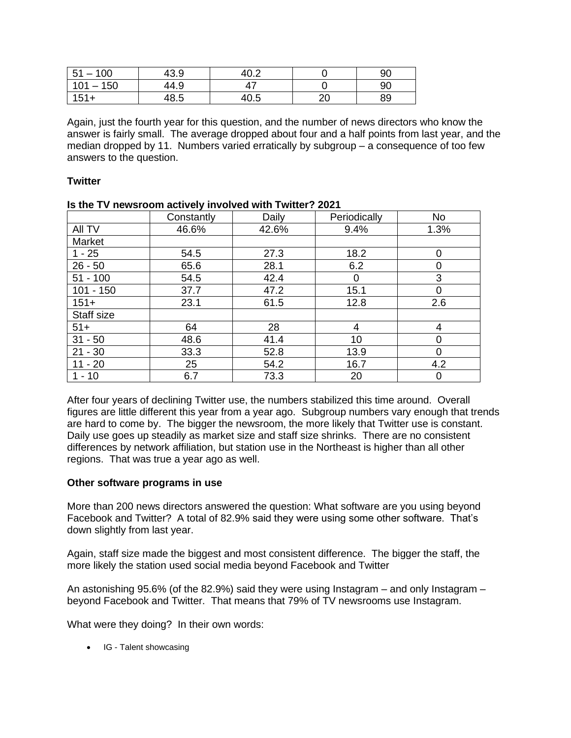| 51 – 100 | 43.9 | 40.2 | 0 | 90 |
|---|---|---|---|---|
| 101 – 150 | 44.9 | 47 | 0 | 90 |
| 151+ | 48.5 | 40.5 | 20 | 89 |

Again, just the fourth year for this question, and the number of news directors who know the answer is fairly small. The average dropped about four and a half points from last year, and the median dropped by 11. Numbers varied erratically by subgroup – a consequence of too few answers to the question.

**Twitter**

**Is the TV newsroom actively involved with Twitter? 2021**

| | Constantly | Daily | Periodically | No |
|---|---|---|---|---|
| All TV | 46.6% | 42.6% | 9.4% | 1.3% |
| Market | | | | |
| 1 - 25 | 54.5 | 27.3 | 18.2 | 0 |
| 26 - 50 | 65.6 | 28.1 | 6.2 | 0 |
| 51 - 100 | 54.5 | 42.4 | 0 | 3 |
| 101 - 150 | 37.7 | 47.2 | 15.1 | 0 |
| 151+ | 23.1 | 61.5 | 12.8 | 2.6 |
| Staff size | | | | |
| 51+ | 64 | 28 | 4 | 4 |
| 31 - 50 | 48.6 | 41.4 | 10 | 0 |
| 21 - 30 | 33.3 | 52.8 | 13.9 | 0 |
| 11 - 20 | 25 | 54.2 | 16.7 | 4.2 |
| 1 - 10 | 6.7 | 73.3 | 20 | 0 |

After four years of declining Twitter use, the numbers stabilized this time around. Overall figures are little different this year from a year ago. Subgroup numbers vary enough that trends are hard to come by. The bigger the newsroom, the more likely that Twitter use is constant. Daily use goes up steadily as market size and staff size shrinks. There are no consistent differences by network affiliation, but station use in the Northeast is higher than all other regions. That was true a year ago as well.

**Other software programs in use**

More than 200 news directors answered the question: What software are you using beyond Facebook and Twitter? A total of 82.9% said they were using some other software. That's down slightly from last year.

Again, staff size made the biggest and most consistent difference. The bigger the staff, the more likely the station used social media beyond Facebook and Twitter

An astonishing 95.6% (of the 82.9%) said they were using Instagram – and only Instagram – beyond Facebook and Twitter. That means that 79% of TV newsrooms use Instagram.

What were they doing? In their own words:

- IG - Talent showcasing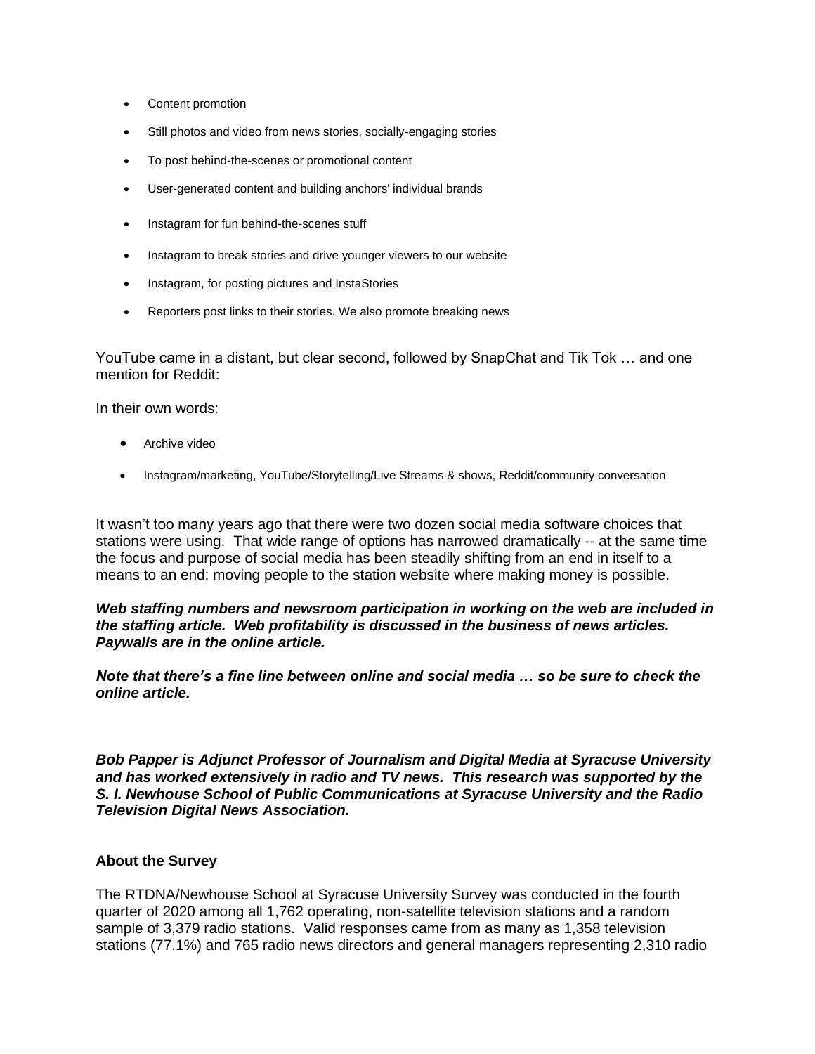- Content promotion
- Still photos and video from news stories, socially-engaging stories
- To post behind-the-scenes or promotional content
- User-generated content and building anchors' individual brands
- Instagram for fun behind-the-scenes stuff
- Instagram to break stories and drive younger viewers to our website
- Instagram, for posting pictures and InstaStories
- Reporters post links to their stories. We also promote breaking news

YouTube came in a distant, but clear second, followed by SnapChat and Tik Tok … and one mention for Reddit:

In their own words:

- Archive video
- Instagram/marketing, YouTube/Storytelling/Live Streams & shows, Reddit/community conversation

It wasn't too many years ago that there were two dozen social media software choices that stations were using. That wide range of options has narrowed dramatically -- at the same time the focus and purpose of social media has been steadily shifting from an end in itself to a means to an end: moving people to the station website where making money is possible.

***Web staffing numbers and newsroom participation in working on the web are included in the staffing article. Web profitability is discussed in the business of news articles. Paywalls are in the online article.***

***Note that there's a fine line between online and social media … so be sure to check the online article.***

***Bob Papper is Adjunct Professor of Journalism and Digital Media at Syracuse University and has worked extensively in radio and TV news. This research was supported by the S. I. Newhouse School of Public Communications at Syracuse University and the Radio Television Digital News Association.***

**About the Survey**

The RTDNA/Newhouse School at Syracuse University Survey was conducted in the fourth quarter of 2020 among all 1,762 operating, non-satellite television stations and a random sample of 3,379 radio stations. Valid responses came from as many as 1,358 television stations (77.1%) and 765 radio news directors and general managers representing 2,310 radio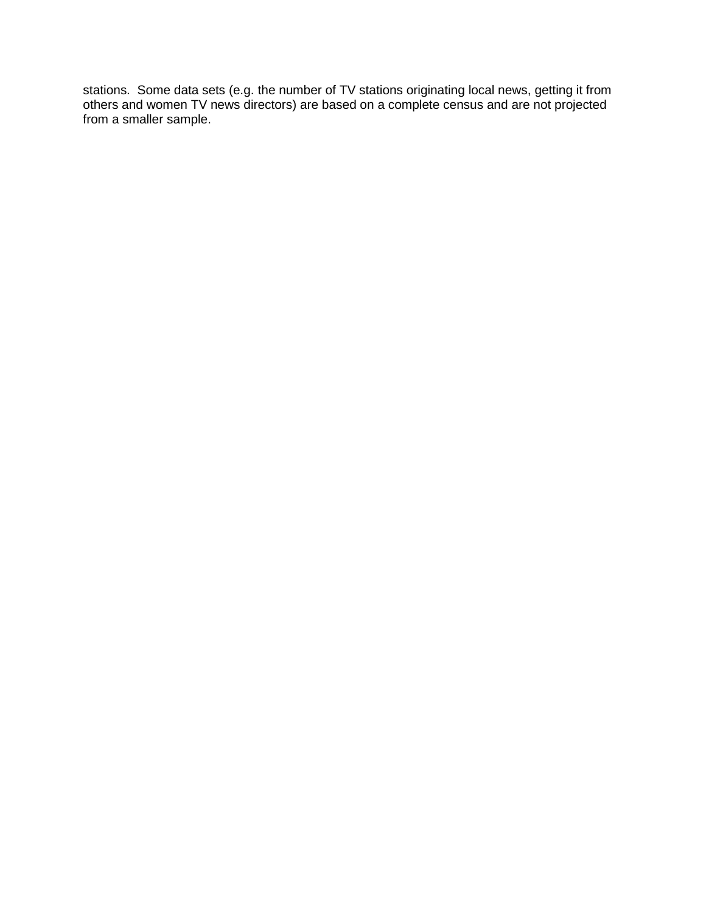stations. Some data sets (e.g. the number of TV stations originating local news, getting it from others and women TV news directors) are based on a complete census and are not projected from a smaller sample.